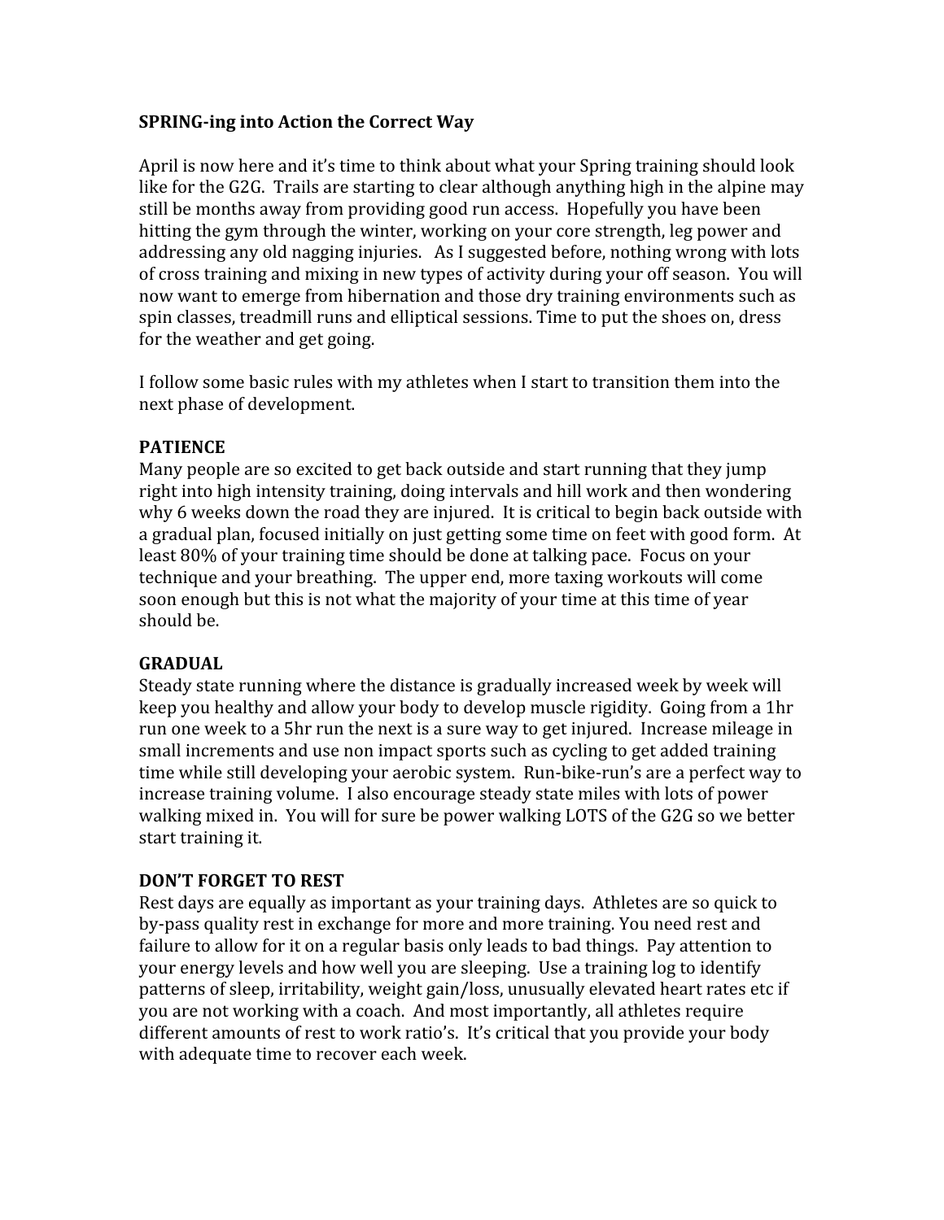**SPRING-ing into Action the Correct Way**

April is now here and it's time to think about what your Spring training should look like for the G2G. Trails are starting to clear although anything high in the alpine may still be months away from providing good run access. Hopefully you have been hitting the gym through the winter, working on your core strength, leg power and addressing any old nagging injuries. As I suggested before, nothing wrong with lots of cross training and mixing in new types of activity during your off season. You will now want to emerge from hibernation and those dry training environments such as spin classes, treadmill runs and elliptical sessions. Time to put the shoes on, dress for the weather and get going.

I follow some basic rules with my athletes when I start to transition them into the next phase of development.

**PATIENCE**

Many people are so excited to get back outside and start running that they jump right into high intensity training, doing intervals and hill work and then wondering why 6 weeks down the road they are injured. It is critical to begin back outside with a gradual plan, focused initially on just getting some time on feet with good form. At least 80% of your training time should be done at talking pace. Focus on your technique and your breathing. The upper end, more taxing workouts will come soon enough but this is not what the majority of your time at this time of year should be.

**GRADUAL**

Steady state running where the distance is gradually increased week by week will keep you healthy and allow your body to develop muscle rigidity. Going from a 1hr run one week to a 5hr run the next is a sure way to get injured. Increase mileage in small increments and use non impact sports such as cycling to get added training time while still developing your aerobic system. Run-bike-run's are a perfect way to increase training volume. I also encourage steady state miles with lots of power walking mixed in. You will for sure be power walking LOTS of the G2G so we better start training it.

**DON'T FORGET TO REST**

Rest days are equally as important as your training days. Athletes are so quick to by-pass quality rest in exchange for more and more training. You need rest and failure to allow for it on a regular basis only leads to bad things. Pay attention to your energy levels and how well you are sleeping. Use a training log to identify patterns of sleep, irritability, weight gain/loss, unusually elevated heart rates etc if you are not working with a coach. And most importantly, all athletes require different amounts of rest to work ratio's. It's critical that you provide your body with adequate time to recover each week.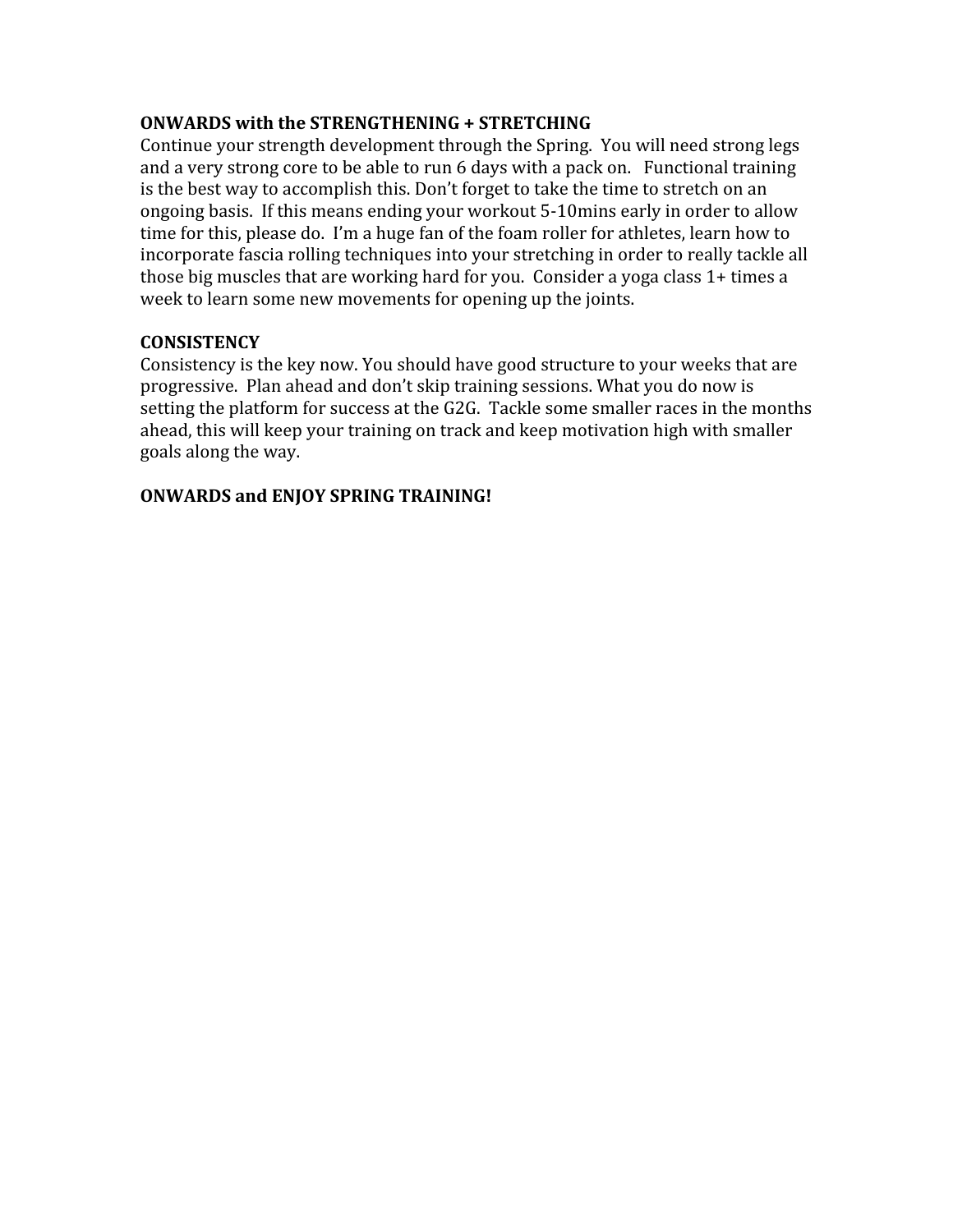**ONWARDS with the STRENGTHENING + STRETCHING**

Continue your strength development through the Spring. You will need strong legs and a very strong core to be able to run 6 days with a pack on. Functional training is the best way to accomplish this. Don't forget to take the time to stretch on an ongoing basis. If this means ending your workout 5-10mins early in order to allow time for this, please do. I'm a huge fan of the foam roller for athletes, learn how to incorporate fascia rolling techniques into your stretching in order to really tackle all those big muscles that are working hard for you. Consider a yoga class 1+ times a week to learn some new movements for opening up the joints.

**CONSISTENCY**

Consistency is the key now. You should have good structure to your weeks that are progressive. Plan ahead and don't skip training sessions. What you do now is setting the platform for success at the G2G. Tackle some smaller races in the months ahead, this will keep your training on track and keep motivation high with smaller goals along the way.

**ONWARDS and ENJOY SPRING TRAINING!**